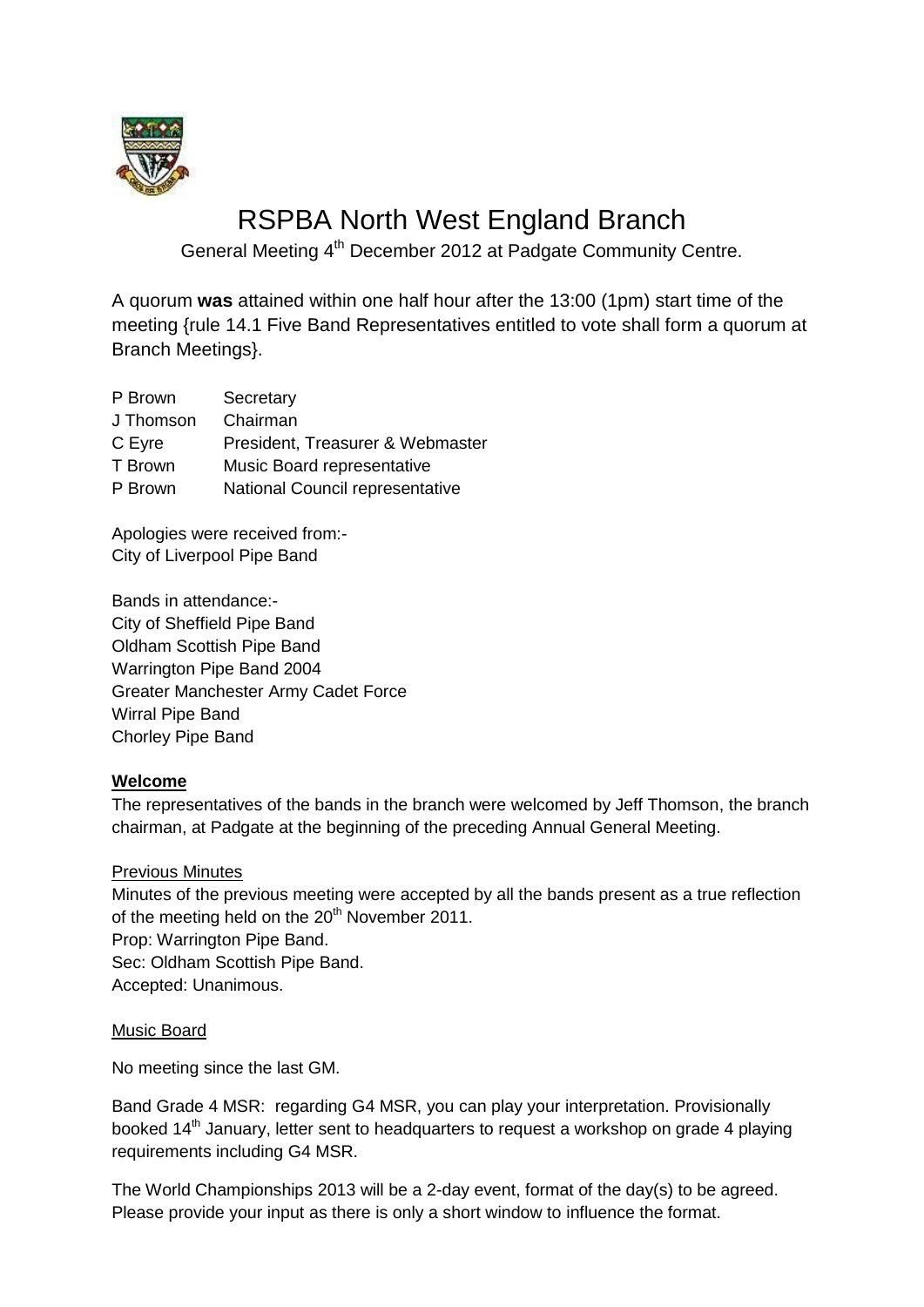# RSPBA North West England Branch

General Meeting 4th December 2012 at Padgate Community Centre.

A quorum **was** attained within one half hour after the 13:00 (1pm) start time of the meeting {rule 14.1 Five Band Representatives entitled to vote shall form a quorum at Branch Meetings}.

| | |
|---|---|
| P Brown | Secretary |
| J Thomson | Chairman |
| C Eyre | President, Treasurer & Webmaster |
| T Brown | Music Board representative |
| P Brown | National Council representative |

Apologies were received from:-
City of Liverpool Pipe Band

Bands in attendance:-
City of Sheffield Pipe Band
Oldham Scottish Pipe Band
Warrington Pipe Band 2004
Greater Manchester Army Cadet Force
Wirral Pipe Band
Chorley Pipe Band

**Welcome**

The representatives of the bands in the branch were welcomed by Jeff Thomson, the branch chairman, at Padgate at the beginning of the preceding Annual General Meeting.

Previous Minutes

Minutes of the previous meeting were accepted by all the bands present as a true reflection of the meeting held on the 20th November 2011.
Prop: Warrington Pipe Band.
Sec: Oldham Scottish Pipe Band.
Accepted: Unanimous.

Music Board

No meeting since the last GM.

Band Grade 4 MSR: regarding G4 MSR, you can play your interpretation. Provisionally booked 14th January, letter sent to headquarters to request a workshop on grade 4 playing requirements including G4 MSR.

The World Championships 2013 will be a 2-day event, format of the day(s) to be agreed. Please provide your input as there is only a short window to influence the format.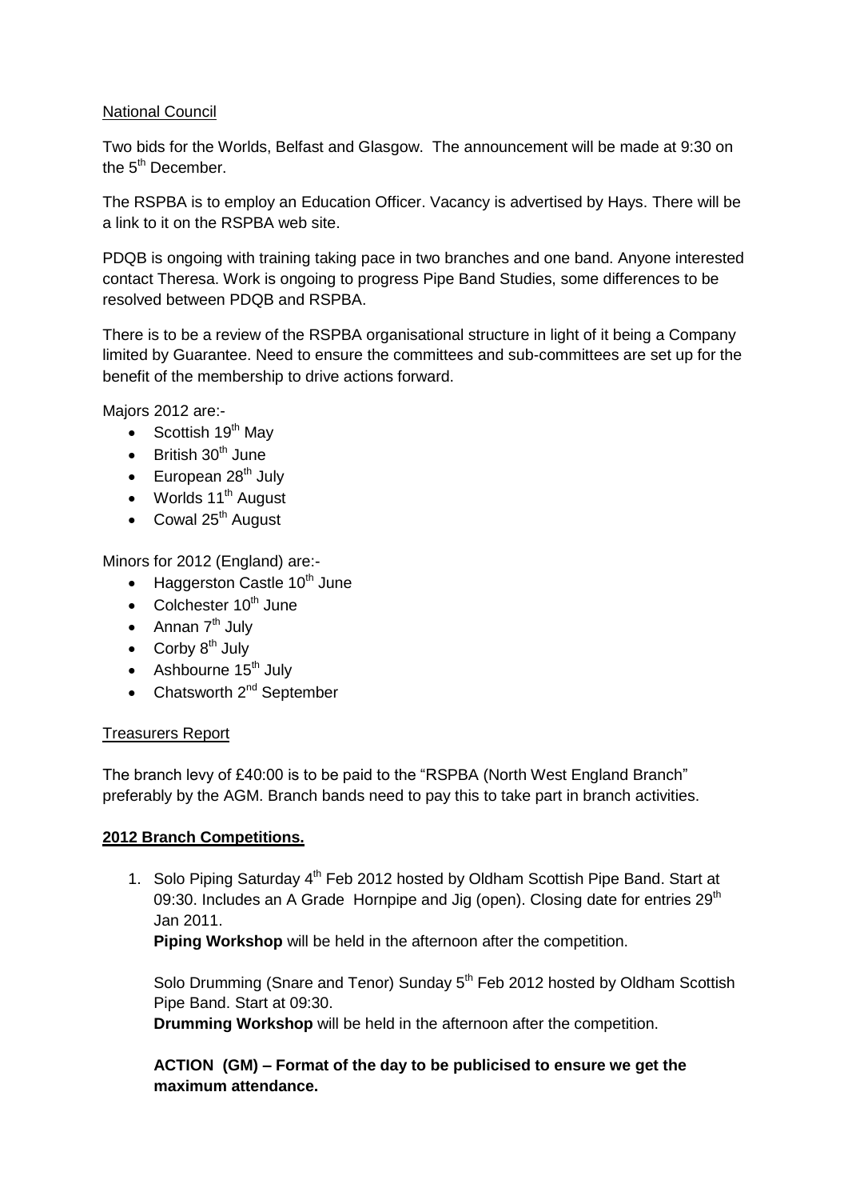National Council

Two bids for the Worlds, Belfast and Glasgow. The announcement will be made at 9:30 on the 5th December.

The RSPBA is to employ an Education Officer. Vacancy is advertised by Hays. There will be a link to it on the RSPBA web site.

PDQB is ongoing with training taking pace in two branches and one band. Anyone interested contact Theresa. Work is ongoing to progress Pipe Band Studies, some differences to be resolved between PDQB and RSPBA.

There is to be a review of the RSPBA organisational structure in light of it being a Company limited by Guarantee. Need to ensure the committees and sub-committees are set up for the benefit of the membership to drive actions forward.

Majors 2012 are:-

- Scottish 19th May
- British 30th June
- European 28th July
- Worlds 11th August
- Cowal 25th August

Minors for 2012 (England) are:-

- Haggerston Castle 10th June
- Colchester 10th June
- Annan 7th July
- Corby 8th July
- Ashbourne 15th July
- Chatsworth 2nd September

Treasurers Report

The branch levy of £40:00 is to be paid to the "RSPBA (North West England Branch" preferably by the AGM. Branch bands need to pay this to take part in branch activities.

**2012 Branch Competitions.**

1. Solo Piping Saturday 4th Feb 2012 hosted by Oldham Scottish Pipe Band. Start at 09:30. Includes an A Grade Hornpipe and Jig (open). Closing date for entries 29th Jan 2011.

   **Piping Workshop** will be held in the afternoon after the competition.

   Solo Drumming (Snare and Tenor) Sunday 5th Feb 2012 hosted by Oldham Scottish Pipe Band. Start at 09:30.

   **Drumming Workshop** will be held in the afternoon after the competition.

   **ACTION (GM) – Format of the day to be publicised to ensure we get the maximum attendance.**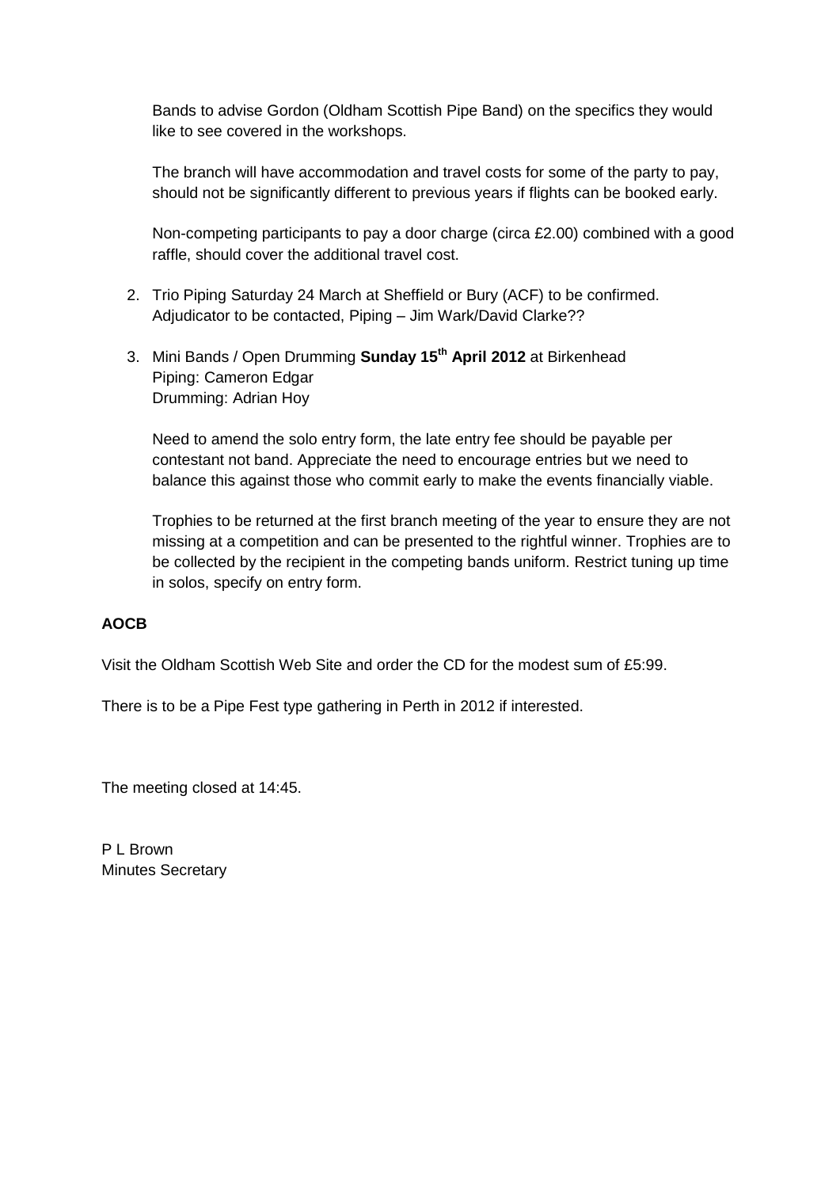Bands to advise Gordon (Oldham Scottish Pipe Band) on the specifics they would like to see covered in the workshops.

The branch will have accommodation and travel costs for some of the party to pay, should not be significantly different to previous years if flights can be booked early.

Non-competing participants to pay a door charge (circa £2.00) combined with a good raffle, should cover the additional travel cost.

2. Trio Piping Saturday 24 March at Sheffield or Bury (ACF) to be confirmed. Adjudicator to be contacted, Piping – Jim Wark/David Clarke??

3. Mini Bands / Open Drumming **Sunday 15th April 2012** at Birkenhead
   Piping: Cameron Edgar
   Drumming: Adrian Hoy

   Need to amend the solo entry form, the late entry fee should be payable per contestant not band. Appreciate the need to encourage entries but we need to balance this against those who commit early to make the events financially viable.

   Trophies to be returned at the first branch meeting of the year to ensure they are not missing at a competition and can be presented to the rightful winner. Trophies are to be collected by the recipient in the competing bands uniform. Restrict tuning up time in solos, specify on entry form.

**AOCB**

Visit the Oldham Scottish Web Site and order the CD for the modest sum of £5:99.

There is to be a Pipe Fest type gathering in Perth in 2012 if interested.

The meeting closed at 14:45.

P L Brown
Minutes Secretary